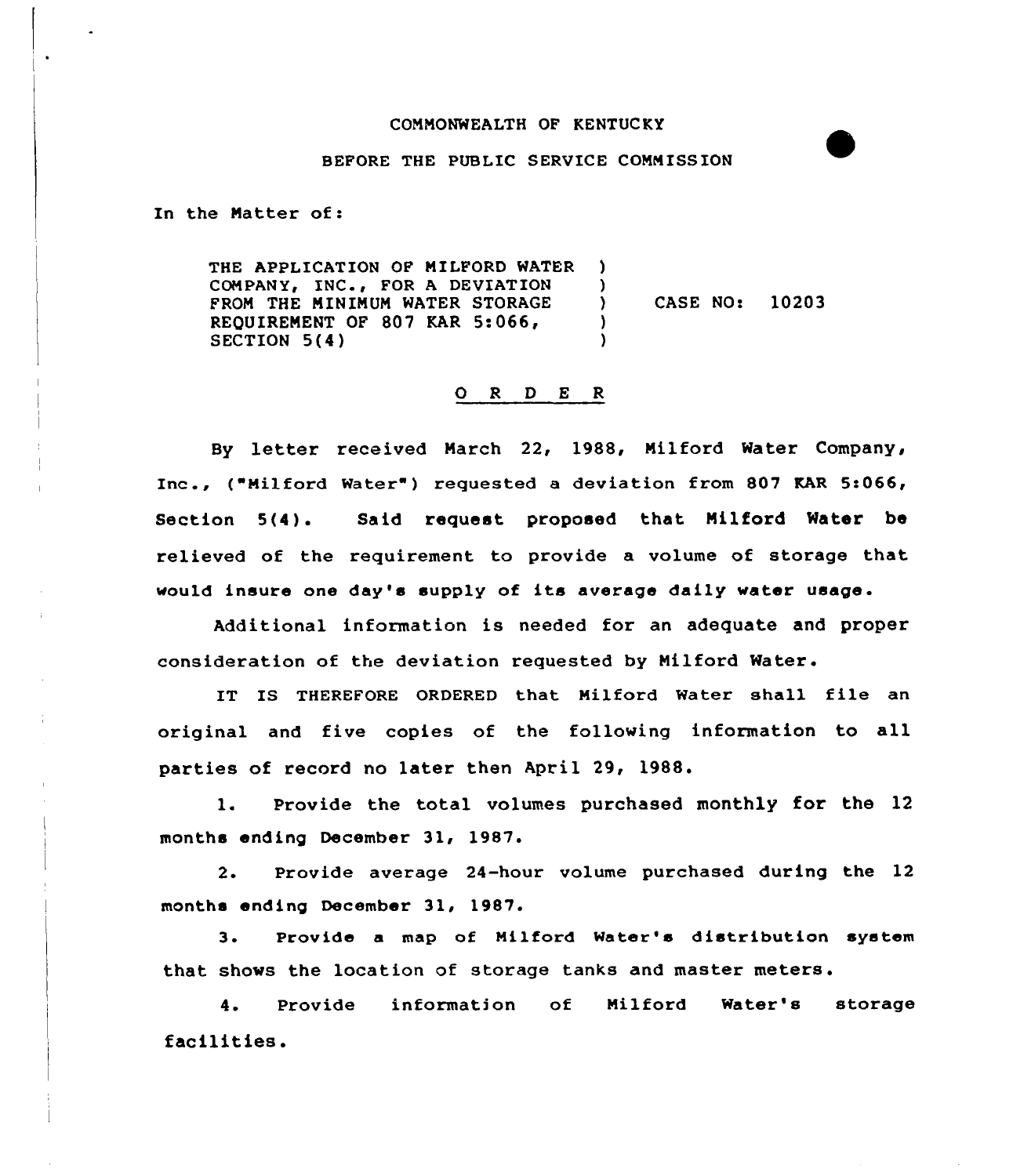COMMONWEALTH OF KENTUCKY

BEFORE THE PUBLIC SERVICE COMMISSION

In the Matter of:

| | | |
|---|---|---|
| THE APPLICATION OF MILFORD WATER COMPANY, INC., FOR A DEVIATION FROM THE MINIMUM WATER STORAGE REQUIREMENT OF 807 KAR 5:066, SECTION 5(4) | ) | CASE NO: 10203 |

## O R D E R

By letter received March 22, 1988, Milford Water Company, Inc., ("Milford Water") requested a deviation from 807 KAR 5:066, Section 5(4). Said request proposed that Milford Water be relieved of the requirement to provide a volume of storage that would insure one day's supply of its average daily water usage.

Additional information is needed for an adequate and proper consideration of the deviation requested by Milford Water.

IT IS THEREFORE ORDERED that Milford Water shall file an original and five copies of the following information to all parties of record no later then April 29, 1988.

1. Provide the total volumes purchased monthly for the 12 months ending December 31, 1987.

2. Provide average 24-hour volume purchased during the 12 months ending December 31, 1987.

3. Provide a map of Milford Water's distribution system that shows the location of storage tanks and master meters.

4. Provide information of Milford Water's storage facilities.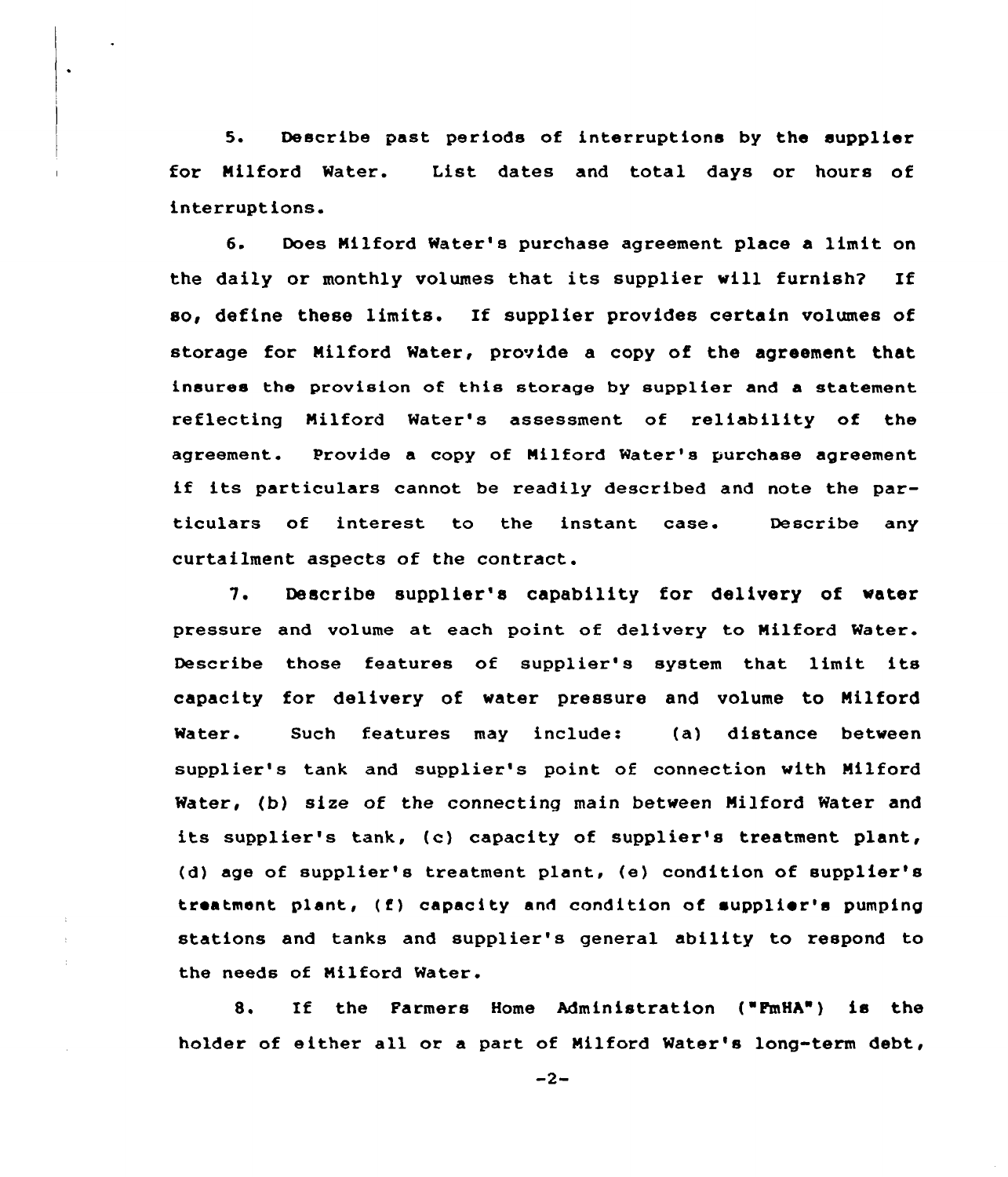5. Describe past periods of interruptions by the supplier for Milford Water. List dates and total days or hours of interruptions.

6. Does Milford Water's purchase agreement place a limit on the daily or monthly volumes that its supplier will furnish? If so, define these limits. If supplier provides certain volumes of storage for Milford Water, provide a copy of the agreement that insures the provision of this storage by supplier and a statement reflecting Milford Water's assessment of reliability of the agreement. Provide a copy of Milford Water's purchase agreement if its particulars cannot be readily described and note the particulars of interest to the instant case. Describe any curtailment aspects of the contract.

7. Describe supplier's capability for delivery of water pressure and volume at each point of delivery to Milford Water. Describe those features of supplier's system that limit its capacity for delivery of water pressure and volume to Milford Water. Such features may include: (a) distance between supplier's tank and supplier's point of connection with Milford Water, (b) size of the connecting main between Milford Water and its supplier's tank, (c) capacity of supplier's treatment plant, (d) age of supplier's treatment plant, (e) condition of supplier's treatment plant, (f) capacity and condition of supplier's pumping stations and tanks and supplier's general ability to respond to the needs of Milford Water.

8. If the Farmers Home Administration ("FmHA") is the holder of either all or a part of Milford Water's long-term debt,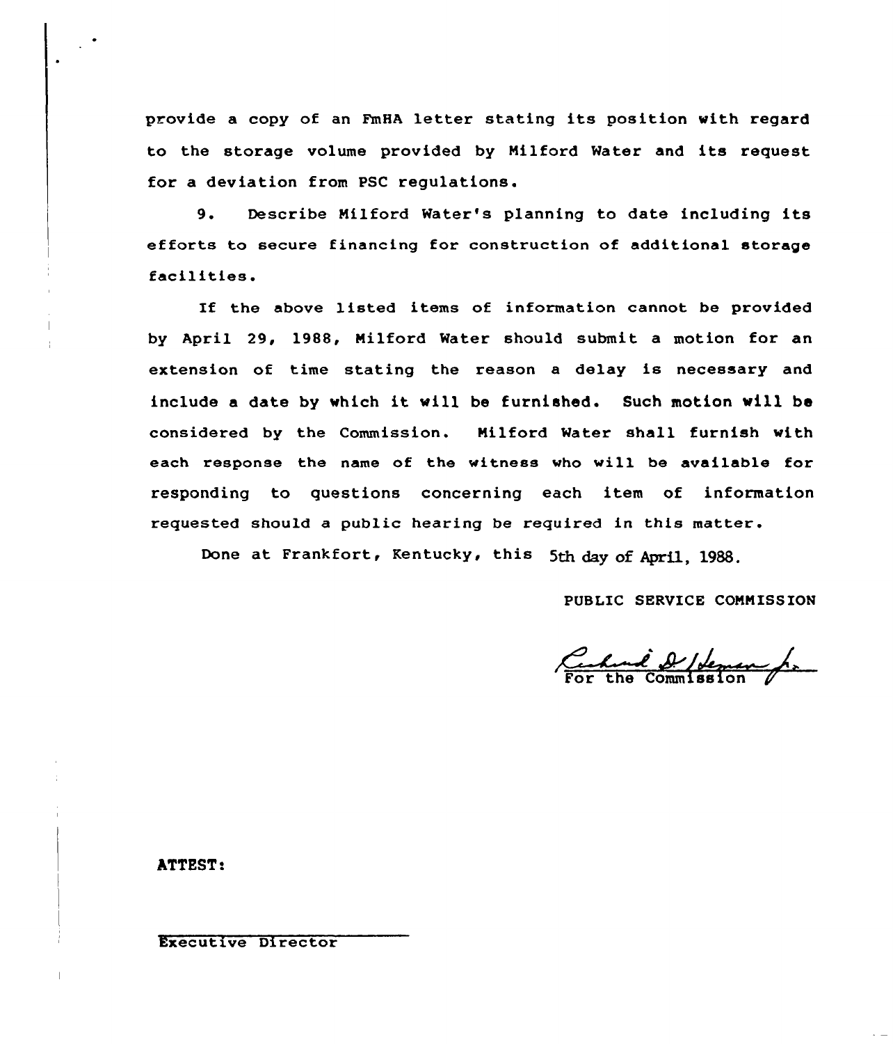provide a copy of an FmHA letter stating its position with regard to the storage volume provided by Milford Water and its request for a deviation from PSC regulations.

9. Describe Milford Water's planning to date including its efforts to secure financing for construction of additional storage facilities.

If the above listed items of information cannot be provided by April 29, 1988, Milford Water should submit a motion for an extension of time stating the reason a delay is necessary and include a date by which it will be furnished. Such motion will be considered by the Commission. Milford Water shall furnish with each response the name of the witness who will be available for responding to questions concerning each item of information requested should a public hearing be required in this matter.

Done at Frankfort, Kentucky, this 5th day of April, 1988.

PUBLIC SERVICE COMMISSION

For the Commission

ATTEST:

Executive Director